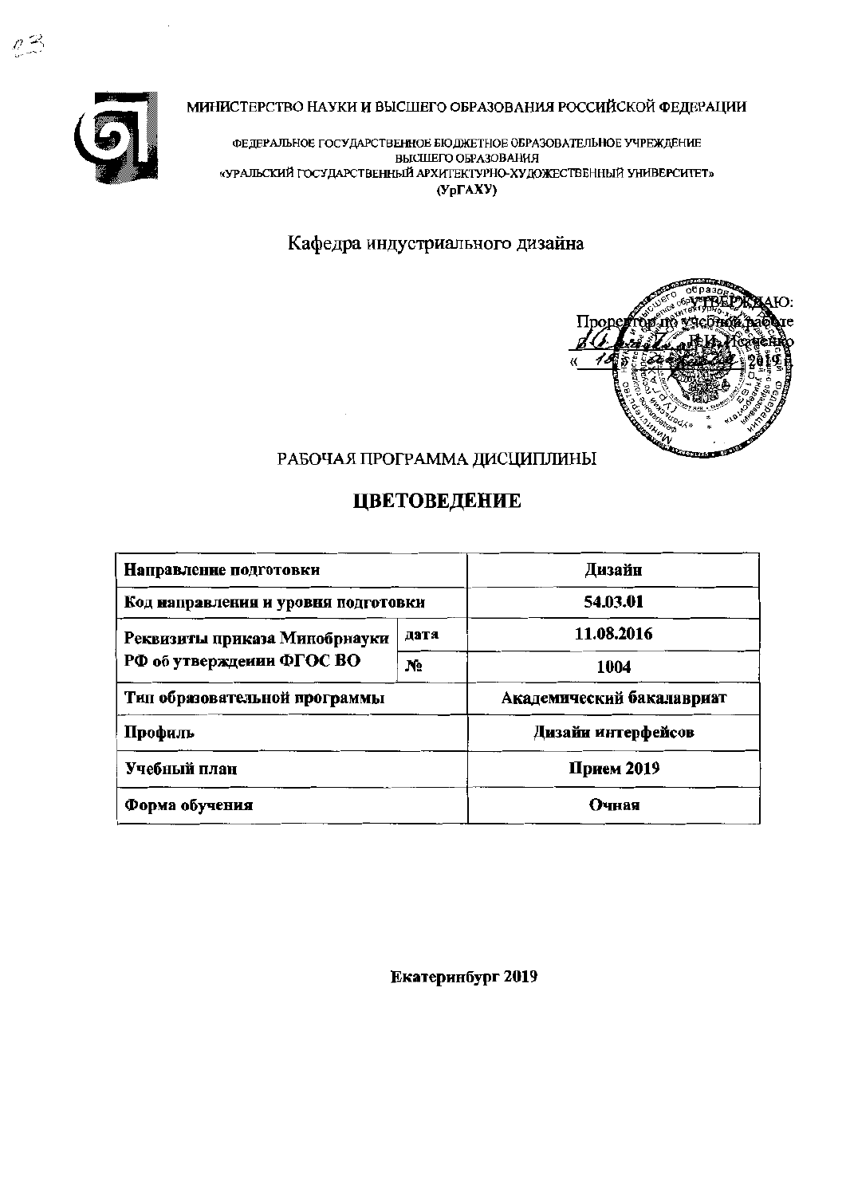МИНИСТЕРСТВО НАУКИ И ВЫСШЕГО ОБРАЗОВАНИЯ РОССИЙСКОЙ ФЕДЕРАЦИИ

ФЕДЕРАЛЬНОЕ ГОСУДАРСТВЕННОЕ БЮДЖЕТНОЕ ОБРАЗОВАТЕЛЬНОЕ УЧРЕЖДЕНИЕ
ВЫСШЕГО ОБРАЗОВАНИЯ
«УРАЛЬСКИЙ ГОСУДАРСТВЕННЫЙ АРХИТЕКТУРНО-ХУДОЖЕСТВЕННЫЙ УНИВЕРСИТЕТ»
(УрГАХУ)

Кафедра индустриального дизайна

УТВЕРЖДАЮ:
Проректор по учебной работе
Р.И. Исаенко
« 19 » 2019

РАБОЧАЯ ПРОГРАММА ДИСЦИПЛИНЫ

# ЦВЕТОВЕДЕНИЕ

| | | |
|---|---|---|
| **Направление подготовки** | | **Дизайн** |
| **Код направления и уровня подготовки** | | **54.03.01** |
| **Реквизиты приказа Минобрнауки РФ об утверждении ФГОС ВО** | **дата** | **11.08.2016** |
| | **№** | **1004** |
| **Тип образовательной программы** | | **Академический бакалавриат** |
| **Профиль** | | **Дизайн интерфейсов** |
| **Учебный план** | | **Прием 2019** |
| **Форма обучения** | | **Очная** |

**Екатеринбург 2019**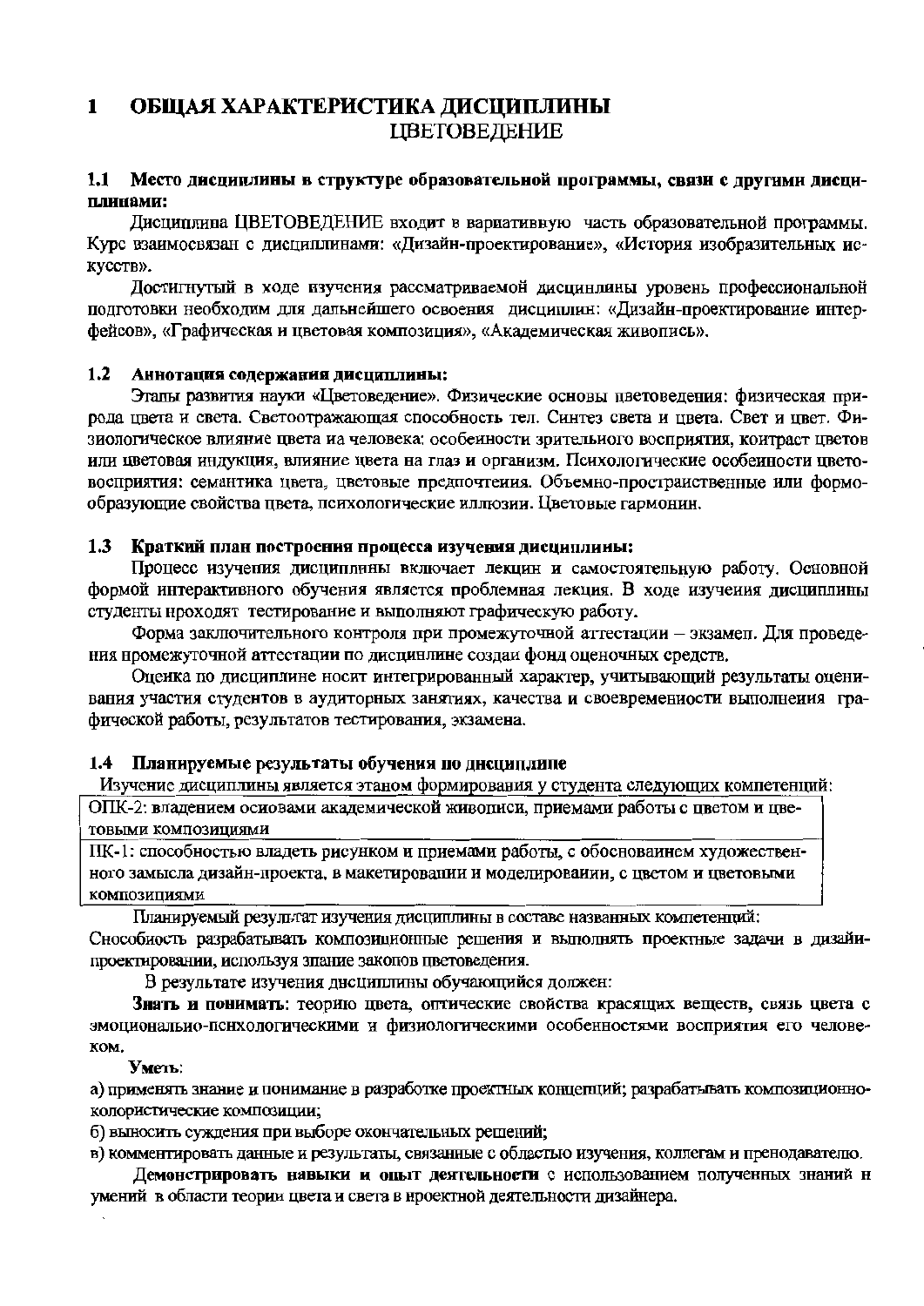# 1 ОБЩАЯ ХАРАКТЕРИСТИКА ДИСЦИПЛИНЫ ЦВЕТОВЕДЕНИЕ

## 1.1 Место дисциплины в структуре образовательной программы, связи с другими дисциплинами:

Дисциплина ЦВЕТОВЕДЕНИЕ входит в вариативную часть образовательной программы. Курс взаимосвязан с дисциплинами: «Дизайн-проектирование», «История изобразительных искусств».

Достигнутый в ходе изучения рассматриваемой дисциплины уровень профессиональной подготовки необходим для дальнейшего освоения дисциплин: «Дизайн-проектирование интерфейсов», «Графическая и цветовая композиция», «Академическая живопись».

## 1.2 Аннотация содержания дисциплины:

Этапы развития науки «Цветоведение». Физические основы цветоведения: физическая природа цвета и света. Светоотражающая способность тел. Синтез света и цвета. Свет и цвет. Физиологическое влияние цвета на человека: особенности зрительного восприятия, контраст цветов или цветовая индукция, влияние цвета на глаз и организм. Психологические особенности цветовосприятия: семантика цвета, цветовые предпочтения. Объемно-пространственные или формообразующие свойства цвета, психологические иллюзии. Цветовые гармонии.

## 1.3 Краткий план построения процесса изучения дисциплины:

Процесс изучения дисциплины включает лекции и самостоятельную работу. Основной формой интерактивного обучения является проблемная лекция. В ходе изучения дисциплины студенты проходят тестирование и выполняют графическую работу.

Форма заключительного контроля при промежуточной аттестации – экзамен. Для проведения промежуточной аттестации по дисциплине создан фонд оценочных средств.

Оценка по дисциплине носит интегрированный характер, учитывающий результаты оценивания участия студентов в аудиторных занятиях, качества и своевременности выполнения графической работы, результатов тестирования, экзамена.

## 1.4 Планируемые результаты обучения по дисциплине

Изучение дисциплины является этапом формирования у студента следующих компетенций:

| |
|---|
| ОПК-2: владением основами академической живописи, приемами работы с цветом и цветовыми композициями |
| ПК-1: способностью владеть рисунком и приемами работы, с обоснованием художественного замысла дизайн-проекта, в макетировании и моделировании, с цветом и цветовыми композициями |

Планируемый результат изучения дисциплины в составе названных компетенций: Способность разрабатывать композиционные решения и выполнять проектные задачи в дизайн-проектировании, используя знание законов цветоведения.

В результате изучения дисциплины обучающийся должен:

**Знать и понимать**: теорию цвета, оптические свойства красящих веществ, связь цвета с эмоционально-психологическими и физиологическими особенностями восприятия его человеком.

**Уметь**:

а) применять знание и понимание в разработке проектных концепций; разрабатывать композиционно-колористические композиции;

б) выносить суждения при выборе окончательных решений;

в) комментировать данные и результаты, связанные с областью изучения, коллегам и преподавателю.

**Демонстрировать навыки и опыт деятельности** с использованием полученных знаний и умений в области теории цвета и света в проектной деятельности дизайнера.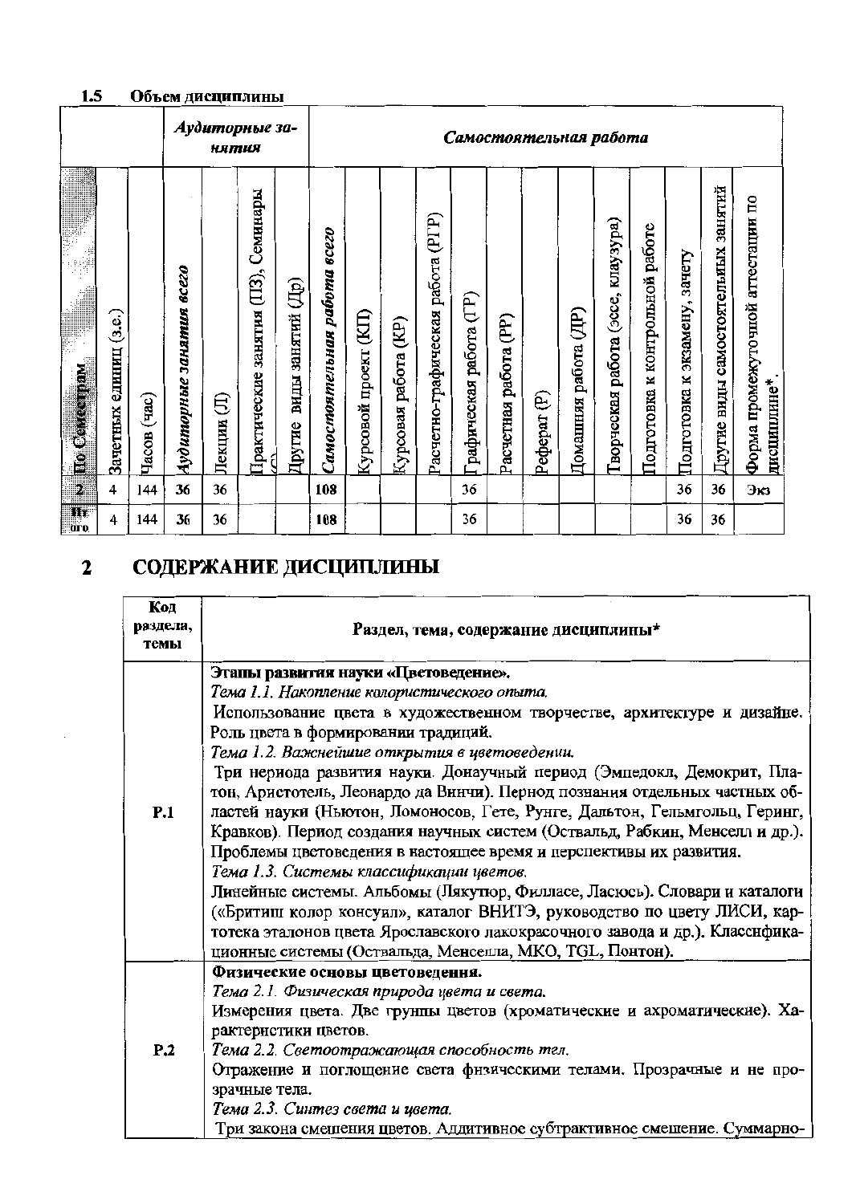### 1.5 Объем дисциплины

| | | | Аудиторные занятия | | | | Самостоятельная работа | | | | | | | | | | | | | | |
|---|---|---|---|---|---|---|---|---|---|---|---|---|---|---|---|---|---|---|---|---|---|
| По Семестрам | Зачетных единиц (з.е.) | Часов (час) | *Аудиторные занятия всего* | Лекции (Л) | Практические занятия (ПЗ), Семинары (С) | Другие виды занятий (Др) | *Самостоятельная работа всего* | Курсовой проект (КП) | Курсовая работа (КР) | Расчетно-графическая работа (РГР) | Графическая работа (ГР) | Расчетная работа (РР) | Реферат (Р) | Домашняя работа (ДР) | Творческая работа (эссе, клаузура) | Подготовка к контрольной работе | Подготовка к экзамену, зачету | Другие виды самостоятельных занятий | Форма промежуточной аттестации по дисциплине*. |
| 2 | 4 | 144 | 36 | 36 | | | 108 | | | | 36 | | | | | | 36 | 36 | Экз |
| Итого | 4 | 144 | 36 | 36 | | | 108 | | | | 36 | | | | | | 36 | 36 | |

## 2 СОДЕРЖАНИЕ ДИСЦИПЛИНЫ

| Код раздела, темы | Раздел, тема, содержание дисциплины* |
|---|---|
| Р.1 | **Этапы развития науки «Цветоведение».** <br> *Тема 1.1. Накопление колористического опыта.* <br> Использование цвета в художественном творчестве, архитектуре и дизайне. Роль цвета в формировании традиций. <br> *Тема 1.2. Важнейшие открытия в цветоведении.* <br> Три периода развития науки. Донаучный период (Эмпедокл, Демокрит, Платон, Аристотель, Леонардо да Винчи). Период познания отдельных частных областей науки (Ньютон, Ломоносов, Гете, Рунге, Дальтон, Гельмгольц, Геринг, Кравков). Период создания научных систем (Оствальд, Рабкин, Менселл и др.). Проблемы цветоведения в настоящее время и перспективы их развития. <br> *Тема 1.3. Системы классификации цветов.* <br> Линейные системы. Альбомы (Лякутюр, Филласе, Ласюсь). Словари и каталоги («Бритиш колор консуил», каталог ВНИТЭ, руководство по цвету ЛИСИ, картотека эталонов цвета Ярославского лакокрасочного завода и др.). Классификационные системы (Оствальда, Менселла, МКО, TGL, Понтон). |
| Р.2 | **Физические основы цветоведения.** <br> *Тема 2.1. Физическая природа цвета и света.* <br> Измерения цвета. Две группы цветов (хроматические и ахроматические). Характеристики цветов. <br> *Тема 2.2. Светоотражающая способность тел.* <br> Отражение и поглощение света физическими телами. Прозрачные и не прозрачные тела. <br> *Тема 2.3. Синтез света и цвета.* <br> Три закона смешения цветов. Аддитивное субтрактивное смешение. Суммарно- |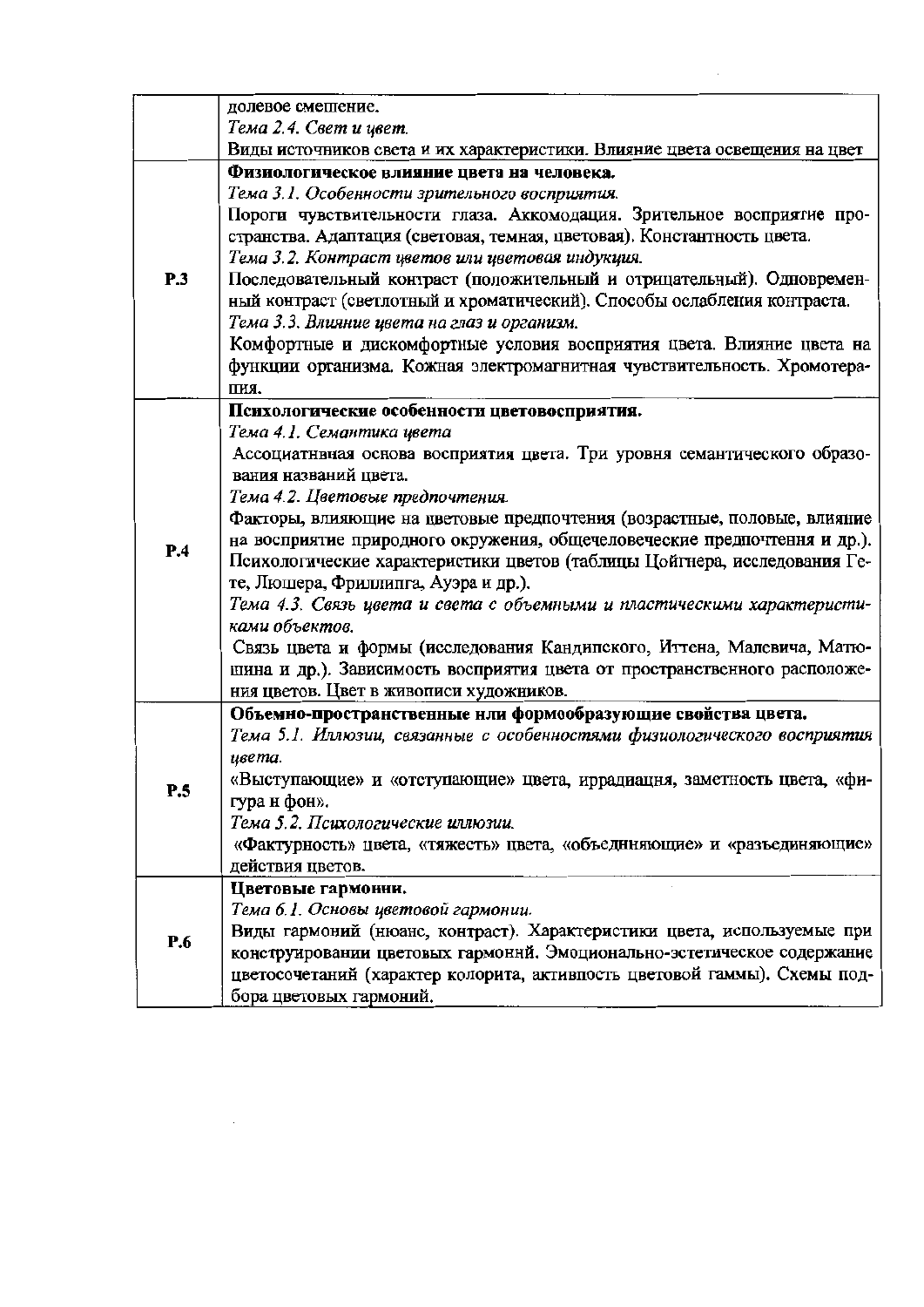| | |
|---|---|
| | долевое смешение.<br>*Тема 2.4. Свет и цвет.*<br>Виды источников света и их характеристики. Влияние цвета освещения на цвет |
| **Р.3** | **Физиологическое влияние цвета на человека.**<br>*Тема 3.1. Особенности зрительного восприятия.*<br>Пороги чувствительности глаза. Аккомодация. Зрительное восприятие пространства. Адаптация (световая, темная, цветовая). Константность цвета.<br>*Тема 3.2. Контраст цветов или цветовая индукция.*<br>Последовательный контраст (положительный и отрицательный). Одновременный контраст (светлотный и хроматический). Способы ослабления контраста.<br>*Тема 3.3. Влияние цвета на глаз и организм.*<br>Комфортные и дискомфортные условия восприятия цвета. Влияние цвета на функции организма. Кожная электромагнитная чувствительность. Хромотерапия. |
| **Р.4** | **Психологические особенности цветовосприятия.**<br>*Тема 4.1. Семантика цвета*<br>Ассоциативная основа восприятия цвета. Три уровня семантического образования названий цвета.<br>*Тема 4.2. Цветовые предпочтения.*<br>Факторы, влияющие на цветовые предпочтения (возрастные, половые, влияние на восприятие природного окружения, общечеловеческие предпочтения и др.). Психологические характеристики цветов (таблицы Цойгнера, исследования Гете, Люшера, Фриллинга, Ауэра и др.).<br>*Тема 4.3. Связь цвета и света с объемными и пластическими характеристиками объектов.*<br>Связь цвета и формы (исследования Кандинского, Иттена, Малевича, Матюшина и др.). Зависимость восприятия цвета от пространственного расположения цветов. Цвет в живописи художников. |
| **Р.5** | **Объемно-пространственные или формообразующие свойства цвета.**<br>*Тема 5.1. Иллюзии, связанные с особенностями физиологического восприятия цвета.*<br>«Выступающие» и «отступающие» цвета, иррадиация, заметность цвета, «фигура и фон».<br>*Тема 5.2. Психологические иллюзии.*<br>«Фактурность» цвета, «тяжесть» цвета, «объединяющие» и «разъединяющие» действия цветов. |
| **Р.6** | **Цветовые гармонии.**<br>*Тема 6.1. Основы цветовой гармонии.*<br>Виды гармоний (нюанс, контраст). Характеристики цвета, используемые при конструировании цветовых гармоний. Эмоционально-эстетическое содержание цветосочетаний (характер колорита, активность цветовой гаммы). Схемы подбора цветовых гармоний. |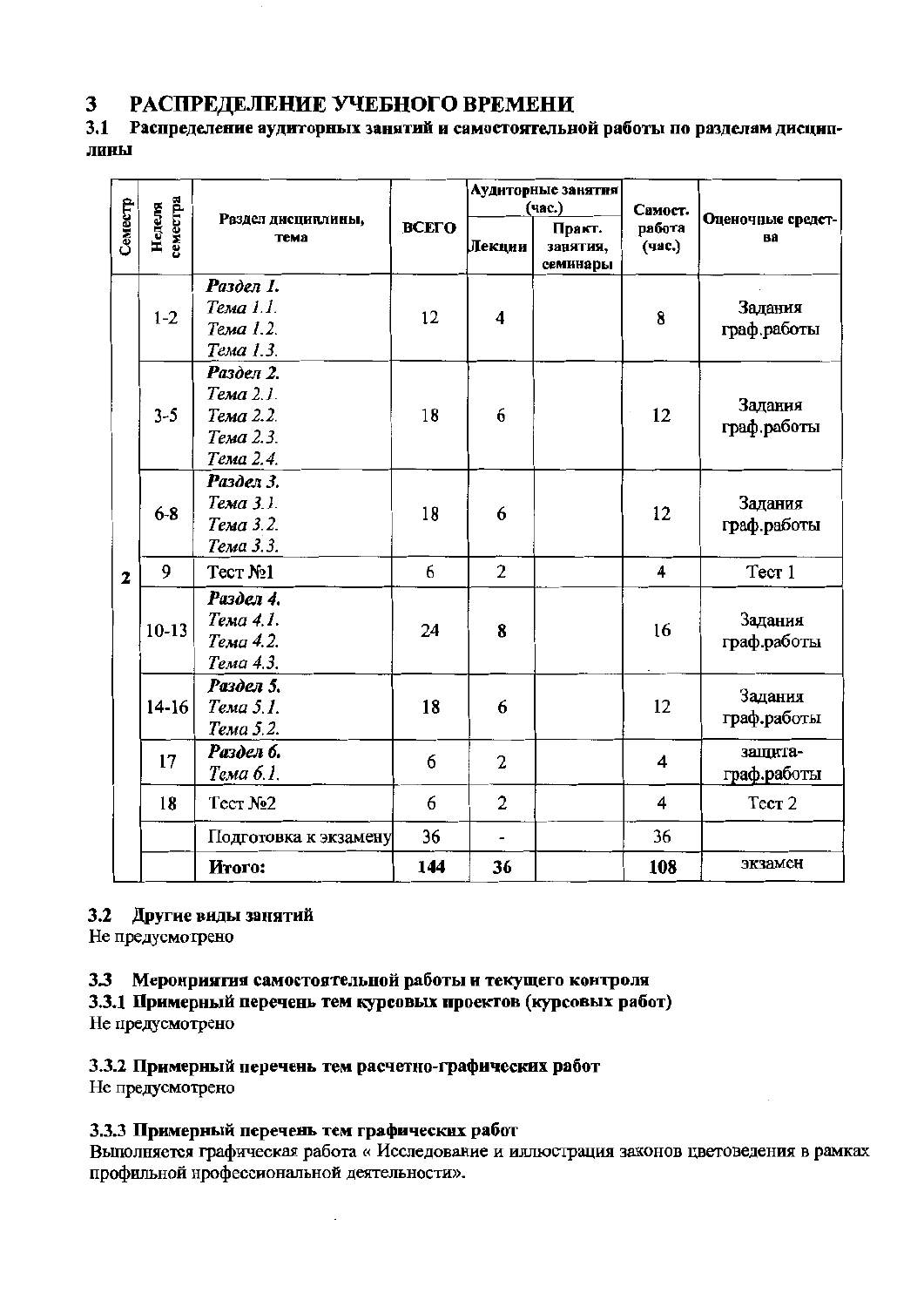# 3 РАСПРЕДЕЛЕНИЕ УЧЕБНОГО ВРЕМЕНИ

## 3.1 Распределение аудиторных занятий и самостоятельной работы по разделам дисциплины

| Семестр | Неделя семестра | Раздел дисциплины, тема | ВСЕГО | Аудиторные занятия (час.) | | Самост. работа (час.) | Оценочные средства |
|---|---|---|---|---|---|---|---|
| | | | | Лекции | Практ. занятия, семинары | | |
| 2 | 1-2 | ***Раздел 1.*** *Тема 1.1.* *Тема 1.2.* *Тема 1.3.* | 12 | 4 | | 8 | Задания граф.работы |
| | 3-5 | ***Раздел 2.*** *Тема 2.1.* *Тема 2.2.* *Тема 2.3.* *Тема 2.4.* | 18 | 6 | | 12 | Задания граф.работы |
| | 6-8 | ***Раздел 3.*** *Тема 3.1.* *Тема 3.2.* *Тема 3.3.* | 18 | 6 | | 12 | Задания граф.работы |
| | 9 | Тест №1 | 6 | 2 | | 4 | Тест 1 |
| | 10-13 | ***Раздел 4.*** *Тема 4.1.* *Тема 4.2.* *Тема 4.3.* | 24 | 8 | | 16 | Задания граф.работы |
| | 14-16 | ***Раздел 5.*** *Тема 5.1.* *Тема 5.2.* | 18 | 6 | | 12 | Задания граф.работы |
| | 17 | ***Раздел 6.*** *Тема 6.1.* | 6 | 2 | | 4 | защита-граф.работы |
| | 18 | Тест №2 | 6 | 2 | | 4 | Тест 2 |
| | | Подготовка к экзамену | 36 | - | | 36 | |
| | | **Итого:** | **144** | **36** | | **108** | экзамен |

## 3.2 Другие виды занятий

Не предусмотрено

## 3.3 Мероприятия самостоятельной работы и текущего контроля

### 3.3.1 Примерный перечень тем курсовых проектов (курсовых работ)

Не предусмотрено

### 3.3.2 Примерный перечень тем расчетно-графических работ

Не предусмотрено

### 3.3.3 Примерный перечень тем графических работ

Выполняется графическая работа « Исследование и иллюстрация законов цветоведения в рамках профильной профессиональной деятельности».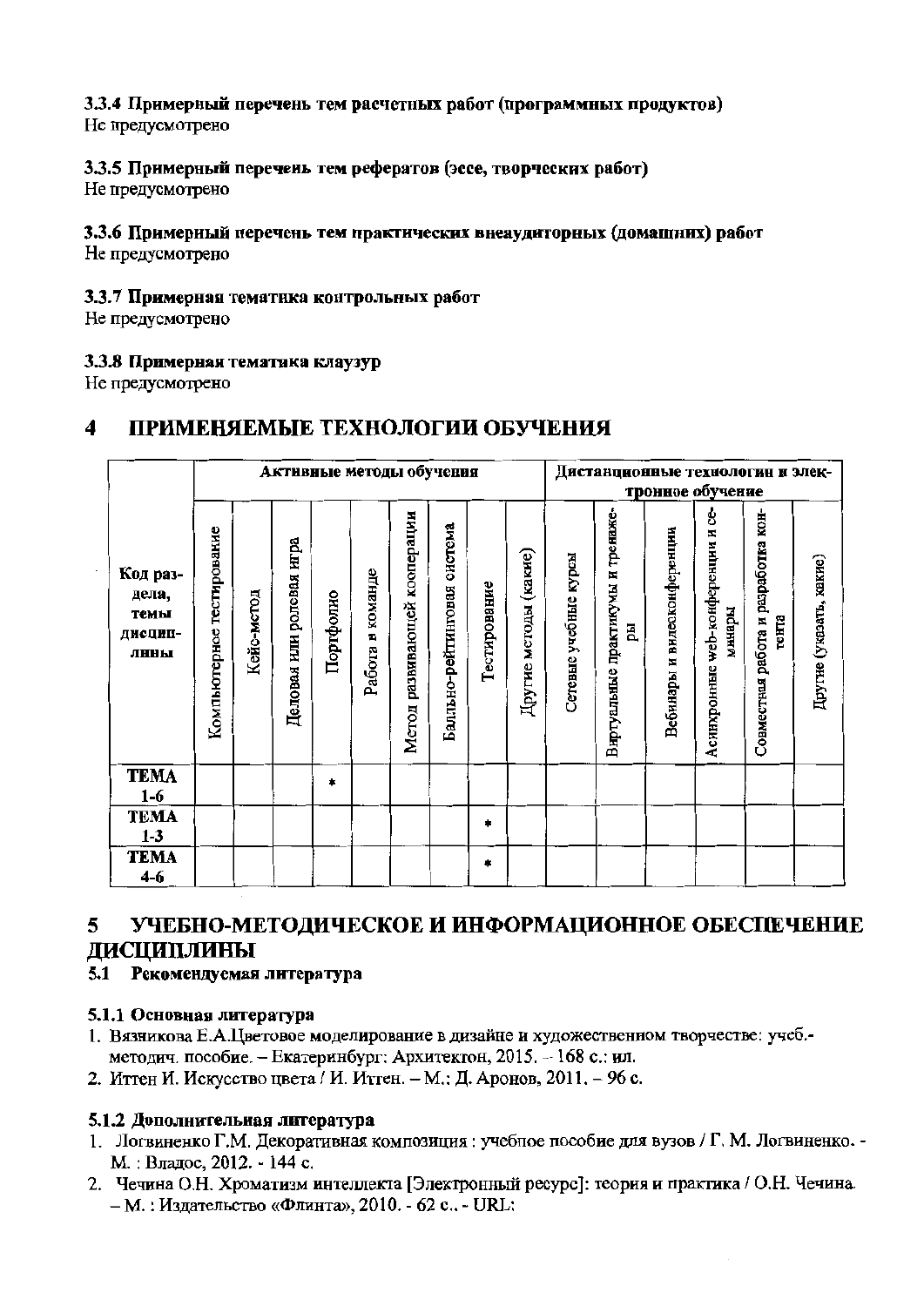**3.3.4 Примерный перечень тем расчетных работ (программных продуктов)**
Не предусмотрено

**3.3.5 Примерный перечень тем рефератов (эссе, творческих работ)**
Не предусмотрено

**3.3.6 Примерный перечень тем практических внеаудиторных (домашних) работ**
Не предусмотрено

**3.3.7 Примерная тематика контрольных работ**
Не предусмотрено

**3.3.8 Примерная тематика клаузур**
Не предусмотрено

# 4 ПРИМЕНЯЕМЫЕ ТЕХНОЛОГИИ ОБУЧЕНИЯ

| Код раздела, темы дисциплины | Активные методы обучения | | | | | | | | | Дистанционные технологии и электронное обучение | | | | | |
|---|---|---|---|---|---|---|---|---|---|---|---|---|---|---|---|
| | Компьютерное тестирование | Кейс-метод | Деловая или ролевая игра | Портфолио | Работа в команде | Метод развивающей кооперации | Балльно-рейтинговая система | Тестирование | Другие методы (какие) | Сетевые учебные курсы | Виртуальные практикумы и тренажеры | Вебинары и видеоконференции | Асинхронные web-конференции и семинары | Совместная работа и разработка контента | Другие (указать, какие) |
| **ТЕМА 1-6** | | | | * | | | | | | | | | | | |
| **ТЕМА 1-3** | | | | | | | | * | | | | | | | |
| **ТЕМА 4-6** | | | | | | | | * | | | | | | | |

# 5 УЧЕБНО-МЕТОДИЧЕСКОЕ И ИНФОРМАЦИОННОЕ ОБЕСПЕЧЕНИЕ ДИСЦИПЛИНЫ

## 5.1 Рекомендуемая литература

### 5.1.1 Основная литература

1. Вязникова Е.А.Цветовое моделирование в дизайне и художественном творчестве: учеб.-методич. пособие. – Екатеринбург: Архитектон, 2015. – 168 с.: ил.
2. Иттен И. Искусство цвета / И. Иттен. – М.: Д. Аронов, 2011. – 96 с.

### 5.1.2 Дополнительная литература

1. Логвиненко Г.М. Декоративная композиция : учебное пособие для вузов / Г. М. Логвиненко. - М. : Владос, 2012. - 144 с.
2. Чечина О.Н. Хроматизм интеллекта [Электронный ресурс]: теория и практика / О.Н. Чечина. – М. : Издательство «Флинта», 2010. - 62 с.. - URL: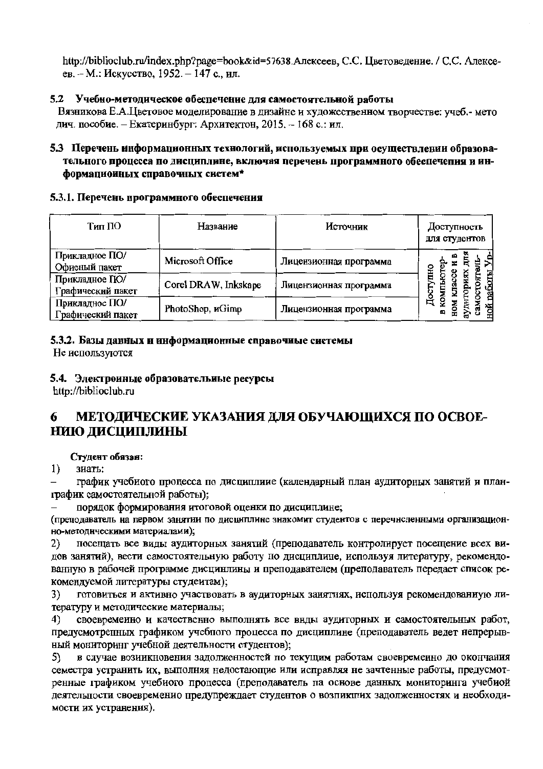http://biblioclub.ru/index.php?page=book&id=57638.Алексеев, С.С. Цветоведение. / С.С. Алексеев. – М.: Искусство, 1952. – 147 с., ил.

### 5.2 Учебно-методическое обеспечение для самостоятельной работы

Вязникова Е.А.Цветовое моделирование в дизайне и художественном творчестве: учеб.- мето дич. пособие. – Екатеринбург: Архитектон, 2015. – 168 с.: ил.

### 5.3 Перечень информационных технологий, используемых при осуществлении образовательного процесса по дисциплине, включая перечень программного обеспечения и информационных справочных систем*

#### 5.3.1. Перечень программного обеспечения

| Тип ПО | Название | Источник | Доступность для студентов |
|---|---|---|---|
| Прикладное ПО/ Офисный пакет | Microsoft Office | Лицензионная программа | Доступно в компьютерном классе и в аудиториях для самостоятельной работы Ур- |
| Прикладное ПО/ Графический пакет | Corel DRAW, Inkskape | Лицензионная программа | |
| Прикладное ПО/ Графический пакет | PhotoShop, иGimp | Лицензионная программа | |

#### 5.3.2. Базы данных и информационные справочные системы

Не используются

### 5.4. Электронные образовательные ресурсы

http://biblioclub.ru

## 6 МЕТОДИЧЕСКИЕ УКАЗАНИЯ ДЛЯ ОБУЧАЮЩИХСЯ ПО ОСВОЕНИЮ ДИСЦИПЛИНЫ

**Студент обязан:**

1) знать:

– график учебного процесса по дисциплине (календарный план аудиторных занятий и план-график самостоятельной работы);

– порядок формирования итоговой оценки по дисциплине;

(преподаватель на первом занятии по дисциплине знакомит студентов с перечисленными организационно-методическими материалами);

2) посещать все виды аудиторных занятий (преподаватель контролирует посещение всех видов занятий), вести самостоятельную работу по дисциплине, используя литературу, рекомендованную в рабочей программе дисциплины и преподавателем (преподаватель передает список рекомендуемой литературы студентам);

3) готовиться и активно участвовать в аудиторных занятиях, используя рекомендованную литературу и методические материалы;

4) своевременно и качественно выполнять все виды аудиторных и самостоятельных работ, предусмотренных графиком учебного процесса по дисциплине (преподаватель ведет непрерывный мониторинг учебной деятельности студентов);

5) в случае возникновения задолженностей по текущим работам своевременно до окончания семестра устранить их, выполняя недостающие или исправляя не зачтенные работы, предусмотренные графиком учебного процесса (преподаватель на основе данных мониторинга учебной деятельности своевременно предупреждает студентов о возникших задолженностях и необходимости их устранения).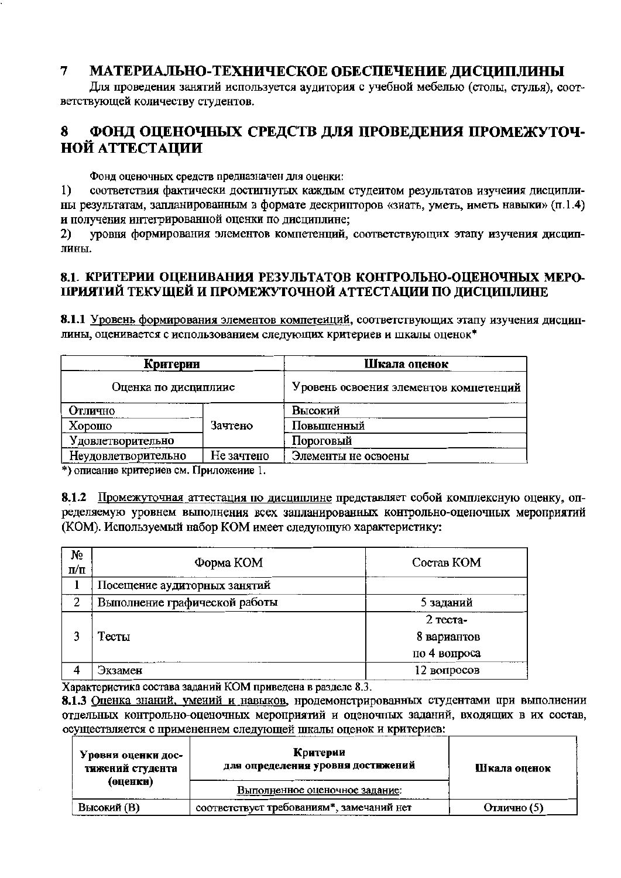# 7 МАТЕРИАЛЬНО-ТЕХНИЧЕСКОЕ ОБЕСПЕЧЕНИЕ ДИСЦИПЛИНЫ

Для проведения занятий используется аудитория с учебной мебелью (столы, стулья), соответствующей количеству студентов.

# 8 ФОНД ОЦЕНОЧНЫХ СРЕДСТВ ДЛЯ ПРОВЕДЕНИЯ ПРОМЕЖУТОЧНОЙ АТТЕСТАЦИИ

Фонд оценочных средств предназначен для оценки:

1) соответствия фактически достигнутых каждым студентом результатов изучения дисциплины результатам, запланированным в формате дескрипторов «знать, уметь, иметь навыки» (п.1.4) и получения интегрированной оценки по дисциплине;

2) уровня формирования элементов компетенций, соответствующих этапу изучения дисциплины.

## 8.1. КРИТЕРИИ ОЦЕНИВАНИЯ РЕЗУЛЬТАТОВ КОНТРОЛЬНО-ОЦЕНОЧНЫХ МЕРОПРИЯТИЙ ТЕКУЩЕЙ И ПРОМЕЖУТОЧНОЙ АТТЕСТАЦИИ ПО ДИСЦИПЛИНЕ

**8.1.1** Уровень формирования элементов компетенций, соответствующих этапу изучения дисциплины, оценивается с использованием следующих критериев и шкалы оценок*

| Критерии | | Шкала оценок |
|---|---|---|
| Оценка по дисциплине | | Уровень освоения элементов компетенций |
| Отлично | Зачтено | Высокий |
| Хорошо | | Повышенный |
| Удовлетворительно | | Пороговый |
| Неудовлетворительно | Не зачтено | Элементы не освоены |

*) описание критериев см. Приложение 1.

**8.1.2** Промежуточная аттестация по дисциплине представляет собой комплексную оценку, определяемую уровнем выполнения всех запланированных контрольно-оценочных мероприятий (КОМ). Используемый набор КОМ имеет следующую характеристику:

| № п/п | Форма КОМ | Состав КОМ |
|---|---|---|
| 1 | Посещение аудиторных занятий | |
| 2 | Выполнение графической работы | 5 заданий |
| 3 | Тесты | 2 теста- 8 вариантов по 4 вопроса |
| 4 | Экзамен | 12 вопросов |

Характеристика состава заданий КОМ приведена в разделе 8.3.

**8.1.3** Оценка знаний, умений и навыков, продемонстрированных студентами при выполнении отдельных контрольно-оценочных мероприятий и оценочных заданий, входящих в их состав, осуществляется с применением следующей шкалы оценок и критериев:

| Уровни оценки достижений студента (оценки) | Критерии для определения уровня достижений | Шкала оценок |
|---|---|---|
| | Выполненное оценочное задание: | |
| Высокий (В) | соответствует требованиям*, замечаний нет | Отлично (5) |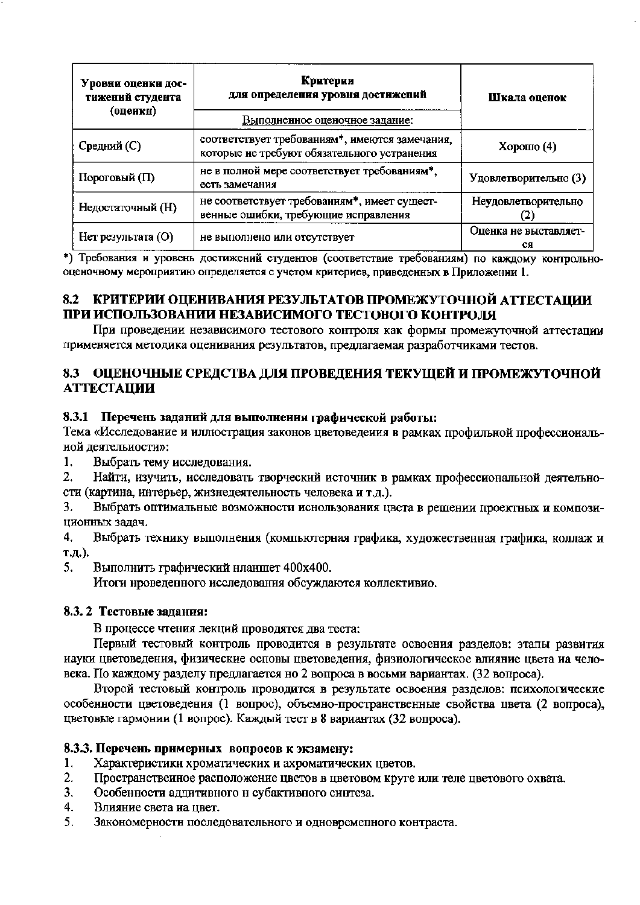| Уровни оценки достижений студента (оценки) | Критерии для определения уровня достижений | Шкала оценок |
|---|---|---|
| | Выполненное оценочное задание: | |
| Средний (С) | соответствует требованиям*, имеются замечания, которые не требуют обязательного устранения | Хорошо (4) |
| Пороговый (П) | не в полной мере соответствует требованиям*, есть замечания | Удовлетворительно (3) |
| Недостаточный (Н) | не соответствует требованиям*, имеет существенные ошибки, требующие исправления | Неудовлетворительно (2) |
| Нет результата (О) | не выполнено или отсутствует | Оценка не выставляется |

*) Требования и уровень достижений студентов (соответствие требованиям) по каждому контрольно-оценочному мероприятию определяется с учетом критериев, приведенных в Приложении 1.

## 8.2 КРИТЕРИИ ОЦЕНИВАНИЯ РЕЗУЛЬТАТОВ ПРОМЕЖУТОЧНОЙ АТТЕСТАЦИИ ПРИ ИСПОЛЬЗОВАНИИ НЕЗАВИСИМОГО ТЕСТОВОГО КОНТРОЛЯ

При проведении независимого тестового контроля как формы промежуточной аттестации применяется методика оценивания результатов, предлагаемая разработчиками тестов.

## 8.3 ОЦЕНОЧНЫЕ СРЕДСТВА ДЛЯ ПРОВЕДЕНИЯ ТЕКУЩЕЙ И ПРОМЕЖУТОЧНОЙ АТТЕСТАЦИИ

### 8.3.1 Перечень заданий для выполнения графической работы:

Тема «Исследование и иллюстрация законов цветоведения в рамках профильной профессиональной деятельности»:

1. Выбрать тему исследования.
2. Найти, изучить, исследовать творческий источник в рамках профессиональной деятельности (картина, интерьер, жизнедеятельность человека и т.д.).
3. Выбрать оптимальные возможности использования цвета в решении проектных и композиционных задач.
4. Выбрать технику выполнения (компьютерная графика, художественная графика, коллаж и т.д.).
5. Выполнить графический планшет 400х400.

Итоги проведенного исследования обсуждаются коллективно.

### 8.3. 2 Тестовые задания:

В процессе чтения лекций проводятся два теста:

Первый тестовый контроль проводится в результате освоения разделов: этапы развития науки цветоведения, физические основы цветоведения, физиологическое влияние цвета на человека. По каждому разделу предлагается по 2 вопроса в восьми вариантах. (32 вопроса).

Второй тестовый контроль проводится в результате освоения разделов: психологические особенности цветоведения (1 вопрос), объемно-пространственные свойства цвета (2 вопроса), цветовые гармонии (1 вопрос). Каждый тест в 8 вариантах (32 вопроса).

### 8.3.3. Перечень примерных вопросов к экзамену:

1. Характеристики хроматических и ахроматических цветов.
2. Пространственное расположение цветов в цветовом круге или теле цветового охвата.
3. Особенности аддитивного и субактивного синтеза.
4. Влияние света на цвет.
5. Закономерности последовательного и одновременного контраста.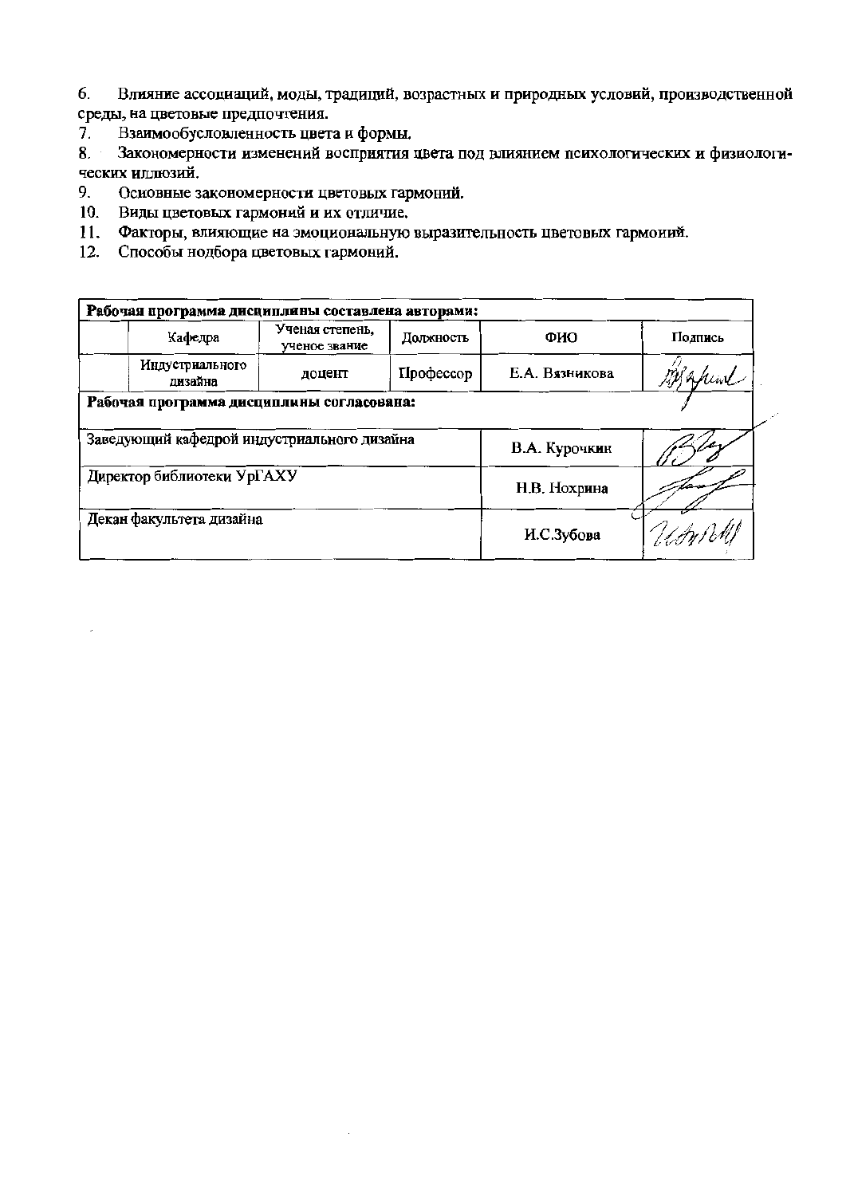6. Влияние ассоциаций, моды, традиций, возрастных и природных условий, производственной среды, на цветовые предпочтения.
7. Взаимообусловленность цвета и формы.
8. Закономерности изменений восприятия цвета под влиянием психологических и физиологических иллюзий.
9. Основные закономерности цветовых гармоний.
10. Виды цветовых гармоний и их отличие.
11. Факторы, влияющие на эмоциональную выразительность цветовых гармоний.
12. Способы подбора цветовых гармоний.

| **Рабочая программа дисциплины составлена авторами:** | | | | | |
|---|---|---|---|---|---|
| | Кафедра | Ученая степень, ученое звание | Должность | ФИО | Подпись |
| | Индустриального дизайна | доцент | Профессор | Е.А. Вязникова | |
| **Рабочая программа дисциплины согласована:** | | | | | |
| Заведующий кафедрой индустриального дизайна | | | | В.А. Курочкин | |
| Директор библиотеки УрГАХУ | | | | Н.В. Нохрина | |
| Декан факультета дизайна | | | | И.С.Зубова | |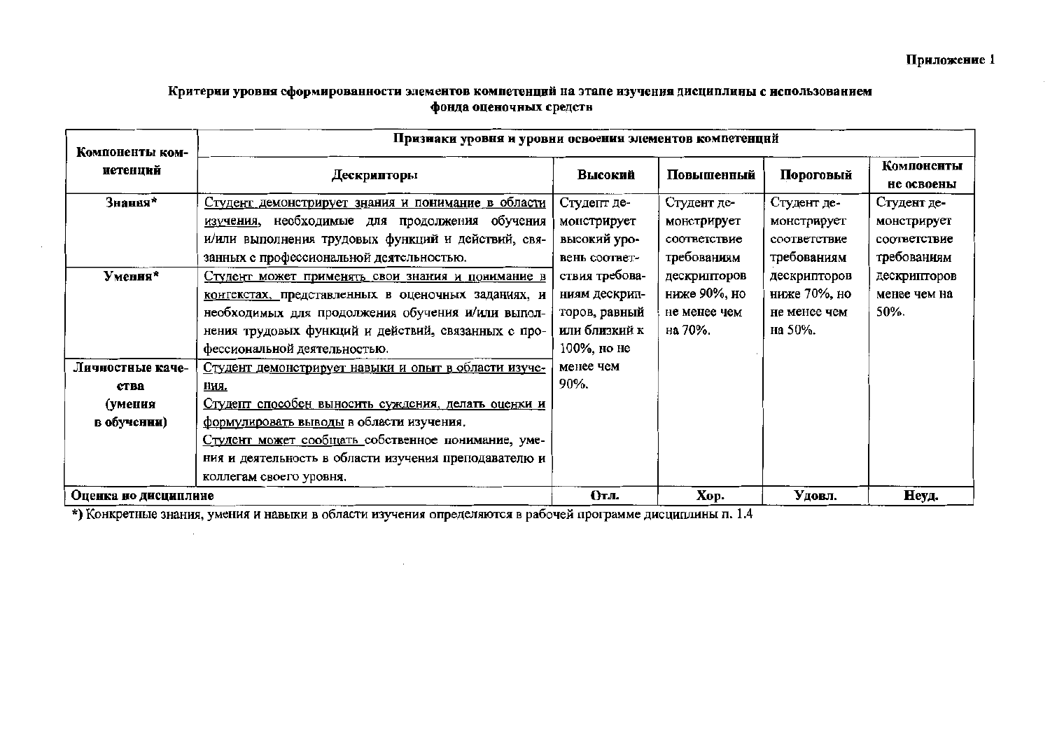**Приложение 1**

**Критерии уровня сформированности элементов компетенций на этапе изучения дисциплины с использованием фонда оценочных средств**

| Компоненты компетенций | Признаки уровня и уровни освоения элементов компетенций | | | | |
|---|---|---|---|---|---|
| | Дескрипторы | Высокий | Повышенный | Пороговый | Компоненты не освоены |
| **Знания*** | Студент демонстрирует знания и понимание в области изучения, необходимые для продолжения обучения и/или выполнения трудовых функций и действий, связанных с профессиональной деятельностью. | Студент демонстрирует высокий уровень соответствия требованиям дескрипторов, равный или близкий к 100%, но не менее чем 90%. | Студент демонстрирует соответствие требованиям дескрипторов ниже 90%, но не менее чем на 70%. | Студент демонстрирует соответствие требованиям дескрипторов ниже 70%, но не менее чем на 50%. | Студент демонстрирует соответствие требованиям дескрипторов менее чем на 50%. |
| **Умения*** | Студент может применять свои знания и понимание в контекстах, представленных в оценочных заданиях, и необходимых для продолжения обучения и/или выполнения трудовых функций и действий, связанных с профессиональной деятельностью. | | | | |
| **Личностные качества (умения в обучении)** | Студент демонстрирует навыки и опыт в области изучения. Студент способен выносить суждения, делать оценки и формулировать выводы в области изучения. Студент может сообщать собственное понимание, умения и деятельность в области изучения преподавателю и коллегам своего уровня. | | | | |
| **Оценка по дисциплине** | | **Отл.** | **Хор.** | **Удовл.** | **Неуд.** |

**\*)** Конкретные знания, умения и навыки в области изучения определяются в рабочей программе дисциплины п. 1.4